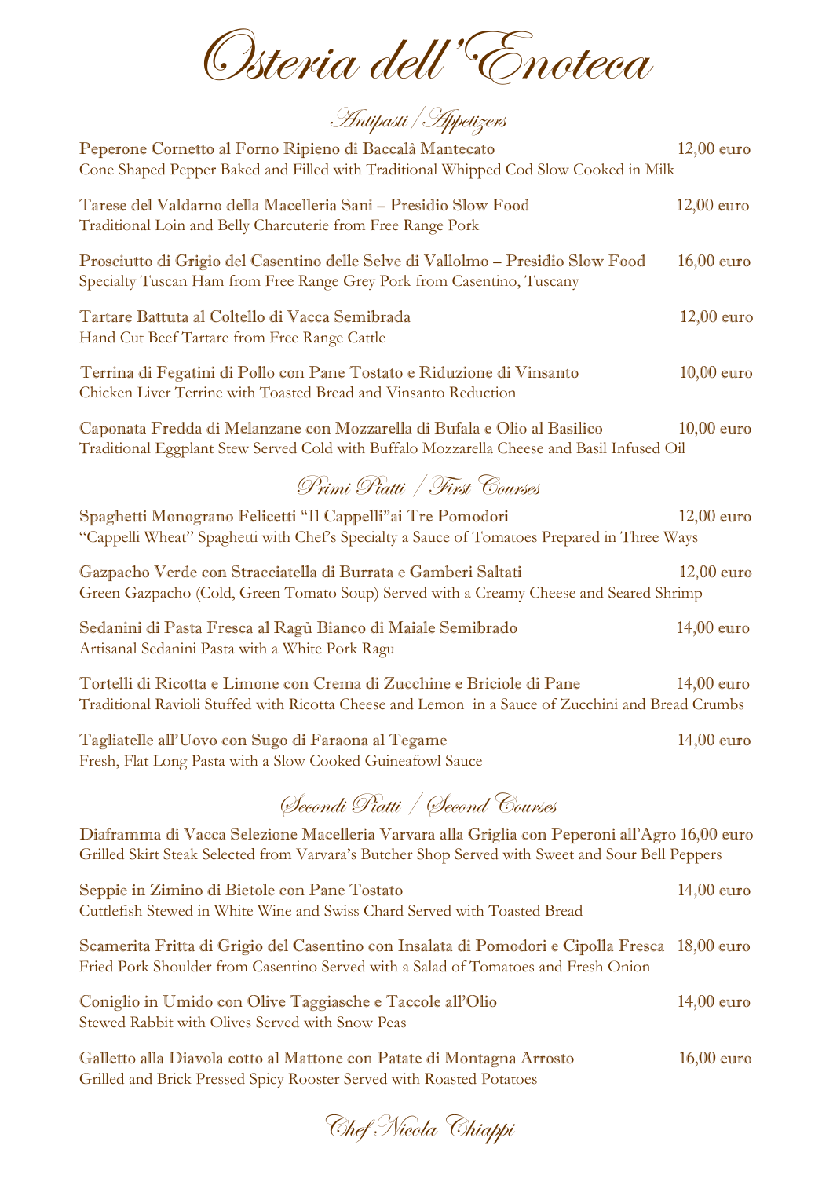# Osteria dell'Enoteca

## Antipasti / Appetizers

**Peperone Cornetto al Forno Ripieno di Baccalà Mantecato** 12,00 euro
Cone Shaped Pepper Baked and Filled with Traditional Whipped Cod Slow Cooked in Milk

**Tarese del Valdarno della Macelleria Sani – Presidio Slow Food** 12,00 euro
Traditional Loin and Belly Charcuterie from Free Range Pork

**Prosciutto di Grigio del Casentino delle Selve di Vallolmo – Presidio Slow Food** 16,00 euro
Specialty Tuscan Ham from Free Range Grey Pork from Casentino, Tuscany

**Tartare Battuta al Coltello di Vacca Semibrada** 12,00 euro
Hand Cut Beef Tartare from Free Range Cattle

**Terrina di Fegatini di Pollo con Pane Tostato e Riduzione di Vinsanto** 10,00 euro
Chicken Liver Terrine with Toasted Bread and Vinsanto Reduction

**Caponata Fredda di Melanzane con Mozzarella di Bufala e Olio al Basilico** 10,00 euro
Traditional Eggplant Stew Served Cold with Buffalo Mozzarella Cheese and Basil Infused Oil

## Primi Piatti / First Courses

**Spaghetti Monograno Felicetti "Il Cappelli"ai Tre Pomodori** 12,00 euro
"Cappelli Wheat" Spaghetti with Chef's Specialty a Sauce of Tomatoes Prepared in Three Ways

**Gazpacho Verde con Stracciatella di Burrata e Gamberi Saltati** 12,00 euro
Green Gazpacho (Cold, Green Tomato Soup) Served with a Creamy Cheese and Seared Shrimp

**Sedanini di Pasta Fresca al Ragù Bianco di Maiale Semibrado** 14,00 euro
Artisanal Sedanini Pasta with a White Pork Ragu

**Tortelli di Ricotta e Limone con Crema di Zucchine e Briciole di Pane** 14,00 euro
Traditional Ravioli Stuffed with Ricotta Cheese and Lemon in a Sauce of Zucchini and Bread Crumbs

**Tagliatelle all'Uovo con Sugo di Faraona al Tegame** 14,00 euro
Fresh, Flat Long Pasta with a Slow Cooked Guineafowl Sauce

## Secondi Piatti / Second Courses

**Diaframma di Vacca Selezione Macelleria Varvara alla Griglia con Peperoni all'Agro** 16,00 euro
Grilled Skirt Steak Selected from Varvara's Butcher Shop Served with Sweet and Sour Bell Peppers

**Seppie in Zimino di Bietole con Pane Tostato** 14,00 euro
Cuttlefish Stewed in White Wine and Swiss Chard Served with Toasted Bread

**Scamerita Fritta di Grigio del Casentino con Insalata di Pomodori e Cipolla Fresca** 18,00 euro
Fried Pork Shoulder from Casentino Served with a Salad of Tomatoes and Fresh Onion

**Coniglio in Umido con Olive Taggiasche e Taccole all'Olio** 14,00 euro
Stewed Rabbit with Olives Served with Snow Peas

**Galletto alla Diavola cotto al Mattone con Patate di Montagna Arrosto** 16,00 euro
Grilled and Brick Pressed Spicy Rooster Served with Roasted Potatoes

*Chef Nicola Chiappi*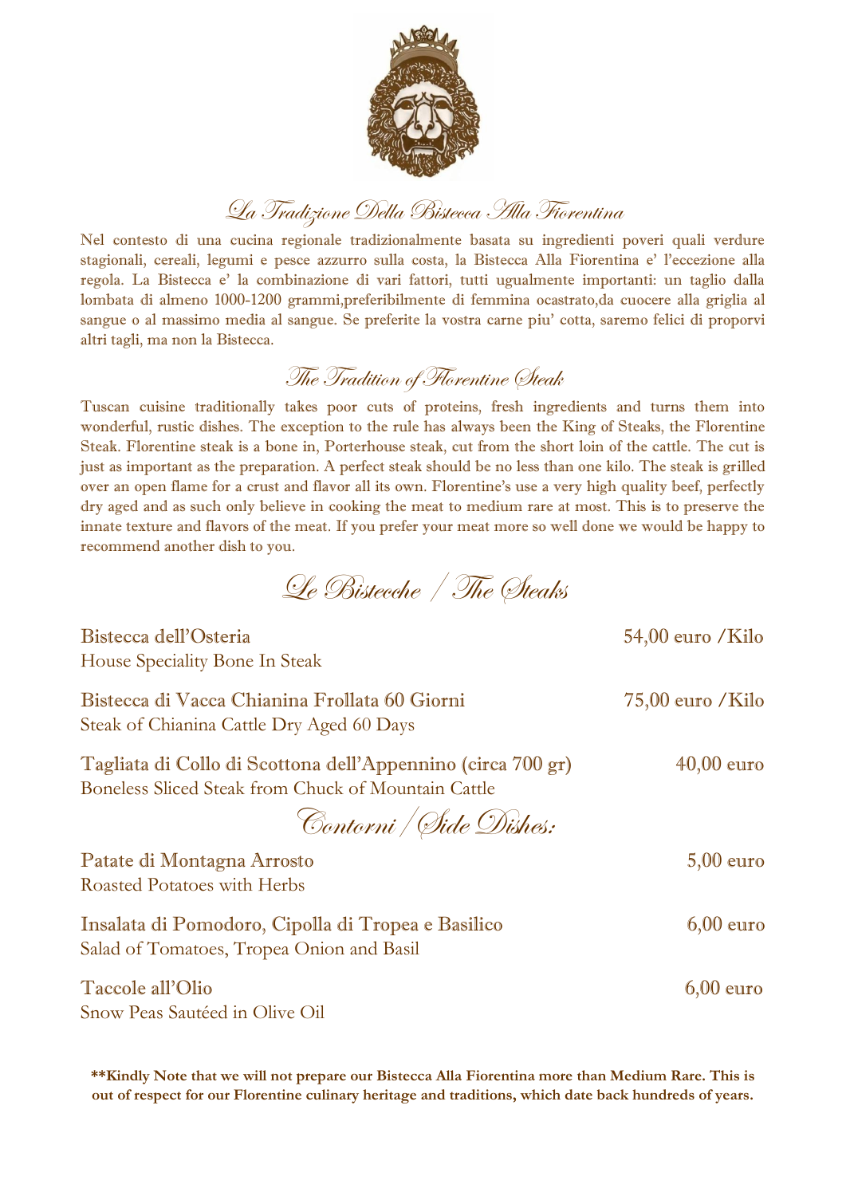## La Tradizione Della Bistecca Alla Fiorentina

Nel contesto di una cucina regionale tradizionalmente basata su ingredienti poveri quali verdure stagionali, cereali, legumi e pesce azzurro sulla costa, la Bistecca Alla Fiorentina e' l'eccezione alla regola. La Bistecca e' la combinazione di vari fattori, tutti ugualmente importanti: un taglio dalla lombata di almeno 1000-1200 grammi,preferibilmente di femmina ocastrato,da cuocere alla griglia al sangue o al massimo media al sangue. Se preferite la vostra carne piu' cotta, saremo felici di proporvi altri tagli, ma non la Bistecca.

## The Tradition of Florentine Steak

Tuscan cuisine traditionally takes poor cuts of proteins, fresh ingredients and turns them into wonderful, rustic dishes. The exception to the rule has always been the King of Steaks, the Florentine Steak. Florentine steak is a bone in, Porterhouse steak, cut from the short loin of the cattle. The cut is just as important as the preparation. A perfect steak should be no less than one kilo. The steak is grilled over an open flame for a crust and flavor all its own. Florentine's use a very high quality beef, perfectly dry aged and as such only believe in cooking the meat to medium rare at most. This is to preserve the innate texture and flavors of the meat. If you prefer your meat more so well done we would be happy to recommend another dish to you.

## Le Bistecche / The Steaks

| | |
|---|---|
| Bistecca dell'Osteria<br>House Speciality Bone In Steak | 54,00 euro /Kilo |
| Bistecca di Vacca Chianina Frollata 60 Giorni<br>Steak of Chianina Cattle Dry Aged 60 Days | 75,00 euro /Kilo |
| Tagliata di Collo di Scottona dell'Appennino (circa 700 gr)<br>Boneless Sliced Steak from Chuck of Mountain Cattle | 40,00 euro |

## Contorni / Side Dishes:

| | |
|---|---|
| Patate di Montagna Arrosto<br>Roasted Potatoes with Herbs | 5,00 euro |
| Insalata di Pomodoro, Cipolla di Tropea e Basilico<br>Salad of Tomatoes, Tropea Onion and Basil | 6,00 euro |
| Taccole all'Olio<br>Snow Peas Sautéed in Olive Oil | 6,00 euro |

**\*\*Kindly Note that we will not prepare our Bistecca Alla Fiorentina more than Medium Rare. This is out of respect for our Florentine culinary heritage and traditions, which date back hundreds of years.**